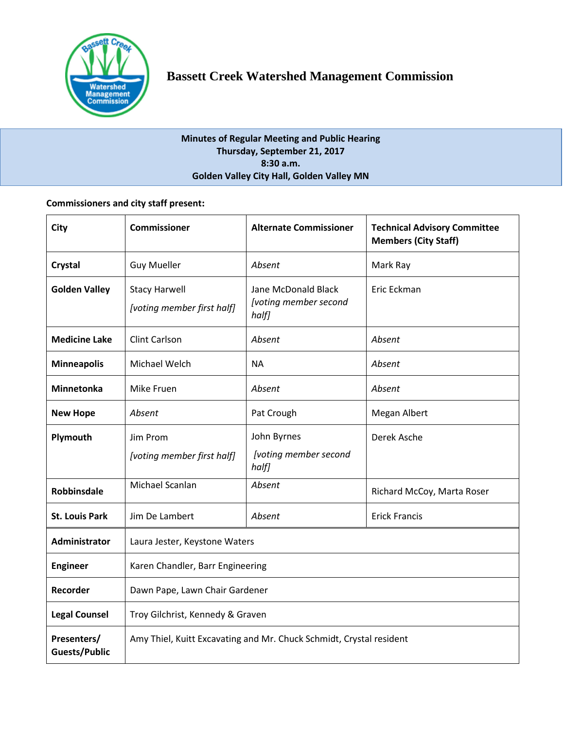# Bassett Creek Watershed Management Commission

**Minutes of Regular Meeting and Public Hearing**
**Thursday, September 21, 2017**
**8:30 a.m.**
**Golden Valley City Hall, Golden Valley MN**

**Commissioners and city staff present:**

| City | Commissioner | Alternate Commissioner | Technical Advisory Committee Members (City Staff) |
|---|---|---|---|
| **Crystal** | Guy Mueller | *Absent* | Mark Ray |
| **Golden Valley** | Stacy Harwell *[voting member first half]* | Jane McDonald Black *[voting member second half]* | Eric Eckman |
| **Medicine Lake** | Clint Carlson | *Absent* | *Absent* |
| **Minneapolis** | Michael Welch | NA | *Absent* |
| **Minnetonka** | Mike Fruen | *Absent* | *Absent* |
| **New Hope** | *Absent* | Pat Crough | Megan Albert |
| **Plymouth** | Jim Prom *[voting member first half]* | John Byrnes *[voting member second half]* | Derek Asche |
| **Robbinsdale** | Michael Scanlan | *Absent* | Richard McCoy, Marta Roser |
| **St. Louis Park** | Jim De Lambert | *Absent* | Erick Francis |
| **Administrator** | Laura Jester, Keystone Waters | | |
| **Engineer** | Karen Chandler, Barr Engineering | | |
| **Recorder** | Dawn Pape, Lawn Chair Gardener | | |
| **Legal Counsel** | Troy Gilchrist, Kennedy & Graven | | |
| **Presenters/ Guests/Public** | Amy Thiel, Kuitt Excavating and Mr. Chuck Schmidt, Crystal resident | | |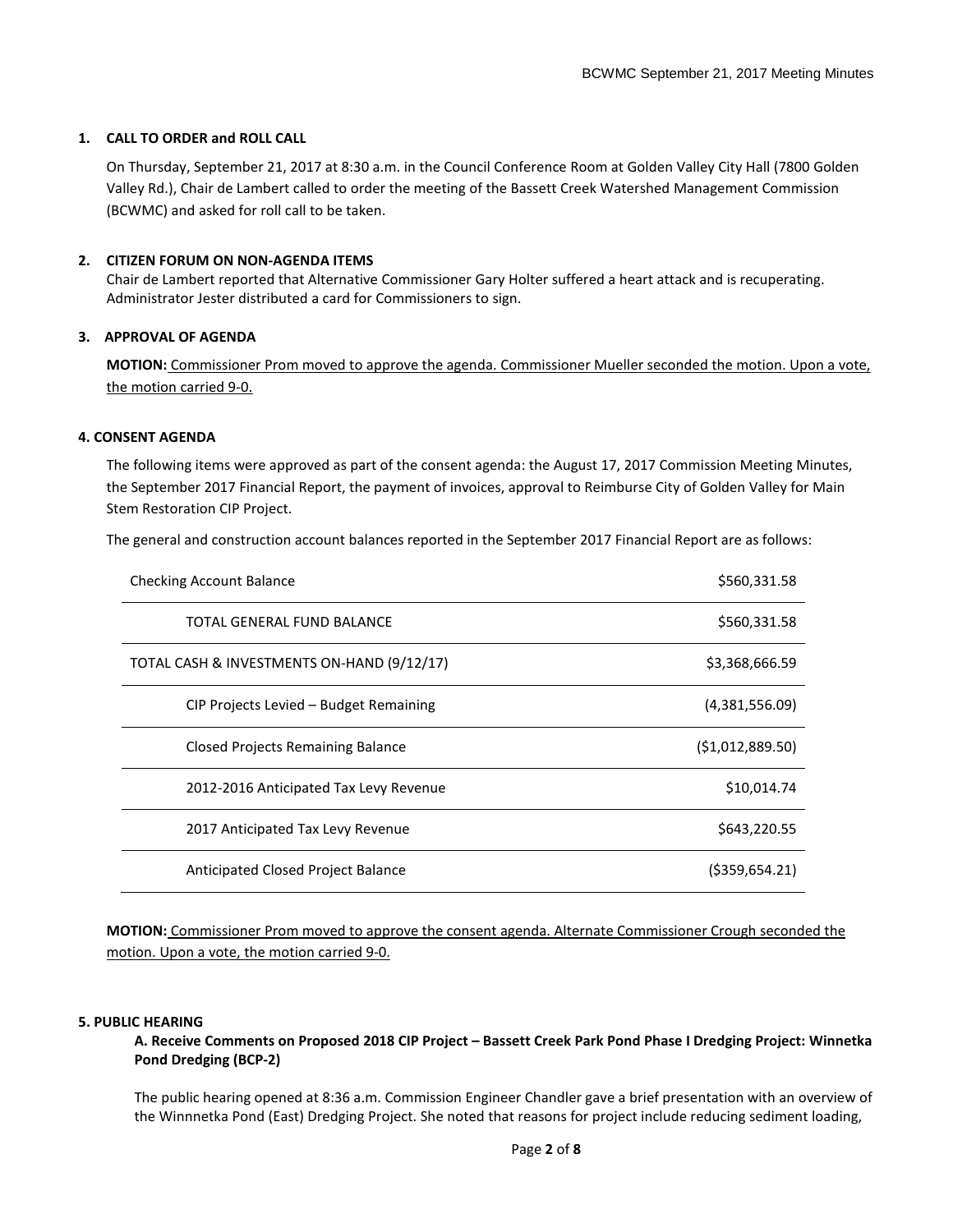## 1. CALL TO ORDER and ROLL CALL

On Thursday, September 21, 2017 at 8:30 a.m. in the Council Conference Room at Golden Valley City Hall (7800 Golden Valley Rd.), Chair de Lambert called to order the meeting of the Bassett Creek Watershed Management Commission (BCWMC) and asked for roll call to be taken.

## 2. CITIZEN FORUM ON NON-AGENDA ITEMS

Chair de Lambert reported that Alternative Commissioner Gary Holter suffered a heart attack and is recuperating. Administrator Jester distributed a card for Commissioners to sign.

## 3. APPROVAL OF AGENDA

**MOTION:** Commissioner Prom moved to approve the agenda. Commissioner Mueller seconded the motion. Upon a vote, the motion carried 9-0.

## 4. CONSENT AGENDA

The following items were approved as part of the consent agenda: the August 17, 2017 Commission Meeting Minutes, the September 2017 Financial Report, the payment of invoices, approval to Reimburse City of Golden Valley for Main Stem Restoration CIP Project.

The general and construction account balances reported in the September 2017 Financial Report are as follows:

| | |
|---|---|
| Checking Account Balance | $560,331.58 |
| TOTAL GENERAL FUND BALANCE | $560,331.58 |
| TOTAL CASH & INVESTMENTS ON-HAND (9/12/17) | $3,368,666.59 |
| CIP Projects Levied – Budget Remaining | (4,381,556.09) |
| Closed Projects Remaining Balance | ($1,012,889.50) |
| 2012-2016 Anticipated Tax Levy Revenue | $10,014.74 |
| 2017 Anticipated Tax Levy Revenue | $643,220.55 |
| Anticipated Closed Project Balance | ($359,654.21) |

**MOTION:** Commissioner Prom moved to approve the consent agenda. Alternate Commissioner Crough seconded the motion. Upon a vote, the motion carried 9-0.

## 5. PUBLIC HEARING

**A. Receive Comments on Proposed 2018 CIP Project – Bassett Creek Park Pond Phase I Dredging Project: Winnetka Pond Dredging (BCP-2)**

The public hearing opened at 8:36 a.m. Commission Engineer Chandler gave a brief presentation with an overview of the Winnnetka Pond (East) Dredging Project. She noted that reasons for project include reducing sediment loading,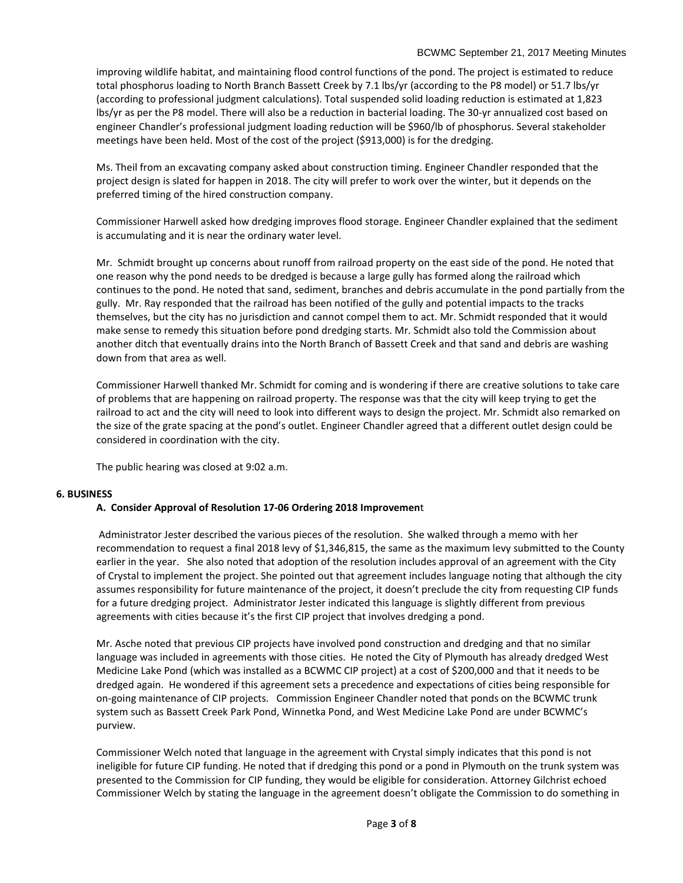improving wildlife habitat, and maintaining flood control functions of the pond. The project is estimated to reduce total phosphorus loading to North Branch Bassett Creek by 7.1 lbs/yr (according to the P8 model) or 51.7 lbs/yr (according to professional judgment calculations). Total suspended solid loading reduction is estimated at 1,823 lbs/yr as per the P8 model. There will also be a reduction in bacterial loading. The 30-yr annualized cost based on engineer Chandler's professional judgment loading reduction will be $960/lb of phosphorus. Several stakeholder meetings have been held. Most of the cost of the project ($913,000) is for the dredging.

Ms. Theil from an excavating company asked about construction timing. Engineer Chandler responded that the project design is slated for happen in 2018. The city will prefer to work over the winter, but it depends on the preferred timing of the hired construction company.

Commissioner Harwell asked how dredging improves flood storage. Engineer Chandler explained that the sediment is accumulating and it is near the ordinary water level.

Mr. Schmidt brought up concerns about runoff from railroad property on the east side of the pond. He noted that one reason why the pond needs to be dredged is because a large gully has formed along the railroad which continues to the pond. He noted that sand, sediment, branches and debris accumulate in the pond partially from the gully. Mr. Ray responded that the railroad has been notified of the gully and potential impacts to the tracks themselves, but the city has no jurisdiction and cannot compel them to act. Mr. Schmidt responded that it would make sense to remedy this situation before pond dredging starts. Mr. Schmidt also told the Commission about another ditch that eventually drains into the North Branch of Bassett Creek and that sand and debris are washing down from that area as well.

Commissioner Harwell thanked Mr. Schmidt for coming and is wondering if there are creative solutions to take care of problems that are happening on railroad property. The response was that the city will keep trying to get the railroad to act and the city will need to look into different ways to design the project. Mr. Schmidt also remarked on the size of the grate spacing at the pond's outlet. Engineer Chandler agreed that a different outlet design could be considered in coordination with the city.

The public hearing was closed at 9:02 a.m.

**6. BUSINESS**

**A. Consider Approval of Resolution 17-06 Ordering 2018 Improvement**

Administrator Jester described the various pieces of the resolution. She walked through a memo with her recommendation to request a final 2018 levy of $1,346,815, the same as the maximum levy submitted to the County earlier in the year. She also noted that adoption of the resolution includes approval of an agreement with the City of Crystal to implement the project. She pointed out that agreement includes language noting that although the city assumes responsibility for future maintenance of the project, it doesn't preclude the city from requesting CIP funds for a future dredging project. Administrator Jester indicated this language is slightly different from previous agreements with cities because it's the first CIP project that involves dredging a pond.

Mr. Asche noted that previous CIP projects have involved pond construction and dredging and that no similar language was included in agreements with those cities. He noted the City of Plymouth has already dredged West Medicine Lake Pond (which was installed as a BCWMC CIP project) at a cost of $200,000 and that it needs to be dredged again. He wondered if this agreement sets a precedence and expectations of cities being responsible for on-going maintenance of CIP projects. Commission Engineer Chandler noted that ponds on the BCWMC trunk system such as Bassett Creek Park Pond, Winnetka Pond, and West Medicine Lake Pond are under BCWMC's purview.

Commissioner Welch noted that language in the agreement with Crystal simply indicates that this pond is not ineligible for future CIP funding. He noted that if dredging this pond or a pond in Plymouth on the trunk system was presented to the Commission for CIP funding, they would be eligible for consideration. Attorney Gilchrist echoed Commissioner Welch by stating the language in the agreement doesn't obligate the Commission to do something in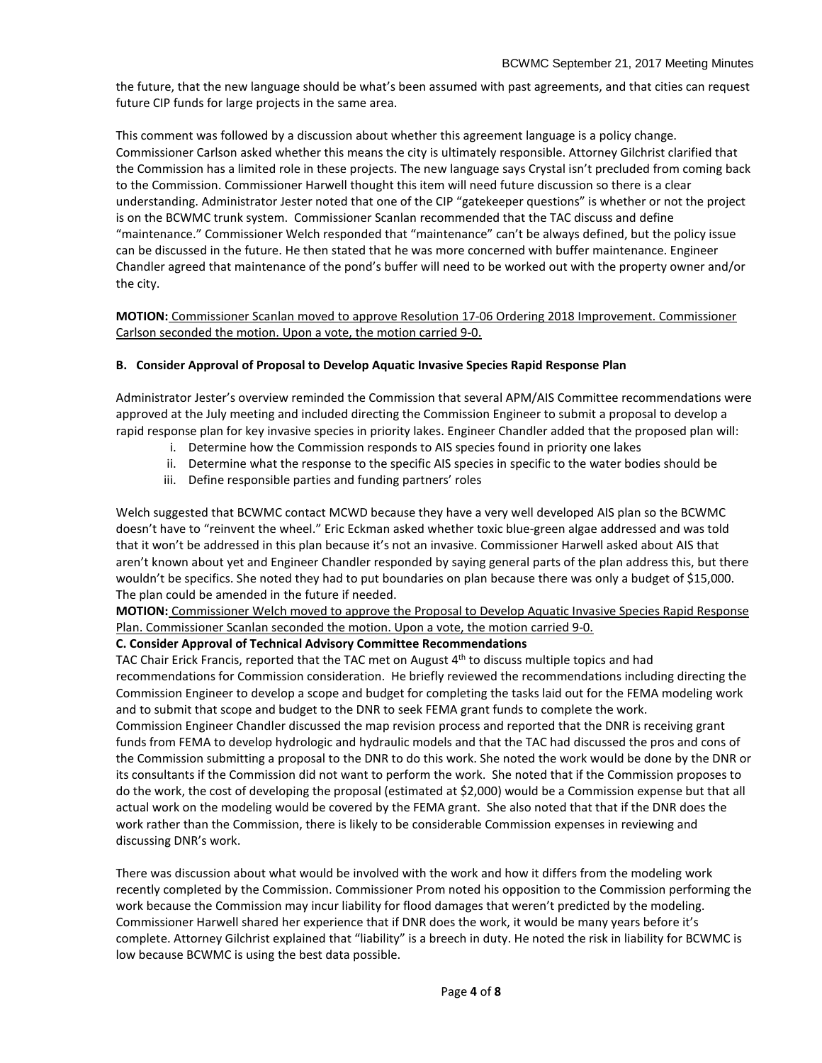the future, that the new language should be what's been assumed with past agreements, and that cities can request future CIP funds for large projects in the same area.

This comment was followed by a discussion about whether this agreement language is a policy change. Commissioner Carlson asked whether this means the city is ultimately responsible. Attorney Gilchrist clarified that the Commission has a limited role in these projects. The new language says Crystal isn't precluded from coming back to the Commission. Commissioner Harwell thought this item will need future discussion so there is a clear understanding. Administrator Jester noted that one of the CIP "gatekeeper questions" is whether or not the project is on the BCWMC trunk system. Commissioner Scanlan recommended that the TAC discuss and define "maintenance." Commissioner Welch responded that "maintenance" can't be always defined, but the policy issue can be discussed in the future. He then stated that he was more concerned with buffer maintenance. Engineer Chandler agreed that maintenance of the pond's buffer will need to be worked out with the property owner and/or the city.

**MOTION:** Commissioner Scanlan moved to approve Resolution 17-06 Ordering 2018 Improvement. Commissioner Carlson seconded the motion. Upon a vote, the motion carried 9-0.

**B. Consider Approval of Proposal to Develop Aquatic Invasive Species Rapid Response Plan**

Administrator Jester's overview reminded the Commission that several APM/AIS Committee recommendations were approved at the July meeting and included directing the Commission Engineer to submit a proposal to develop a rapid response plan for key invasive species in priority lakes. Engineer Chandler added that the proposed plan will:

i. Determine how the Commission responds to AIS species found in priority one lakes
ii. Determine what the response to the specific AIS species in specific to the water bodies should be
iii. Define responsible parties and funding partners' roles

Welch suggested that BCWMC contact MCWD because they have a very well developed AIS plan so the BCWMC doesn't have to "reinvent the wheel." Eric Eckman asked whether toxic blue-green algae addressed and was told that it won't be addressed in this plan because it's not an invasive. Commissioner Harwell asked about AIS that aren't known about yet and Engineer Chandler responded by saying general parts of the plan address this, but there wouldn't be specifics. She noted they had to put boundaries on plan because there was only a budget of $15,000. The plan could be amended in the future if needed.

**MOTION:** Commissioner Welch moved to approve the Proposal to Develop Aquatic Invasive Species Rapid Response Plan. Commissioner Scanlan seconded the motion. Upon a vote, the motion carried 9-0.

**C. Consider Approval of Technical Advisory Committee Recommendations**

TAC Chair Erick Francis, reported that the TAC met on August 4th to discuss multiple topics and had recommendations for Commission consideration. He briefly reviewed the recommendations including directing the Commission Engineer to develop a scope and budget for completing the tasks laid out for the FEMA modeling work and to submit that scope and budget to the DNR to seek FEMA grant funds to complete the work.

Commission Engineer Chandler discussed the map revision process and reported that the DNR is receiving grant funds from FEMA to develop hydrologic and hydraulic models and that the TAC had discussed the pros and cons of the Commission submitting a proposal to the DNR to do this work. She noted the work would be done by the DNR or its consultants if the Commission did not want to perform the work. She noted that if the Commission proposes to do the work, the cost of developing the proposal (estimated at $2,000) would be a Commission expense but that all actual work on the modeling would be covered by the FEMA grant. She also noted that that if the DNR does the work rather than the Commission, there is likely to be considerable Commission expenses in reviewing and discussing DNR's work.

There was discussion about what would be involved with the work and how it differs from the modeling work recently completed by the Commission. Commissioner Prom noted his opposition to the Commission performing the work because the Commission may incur liability for flood damages that weren't predicted by the modeling. Commissioner Harwell shared her experience that if DNR does the work, it would be many years before it's complete. Attorney Gilchrist explained that "liability" is a breech in duty. He noted the risk in liability for BCWMC is low because BCWMC is using the best data possible.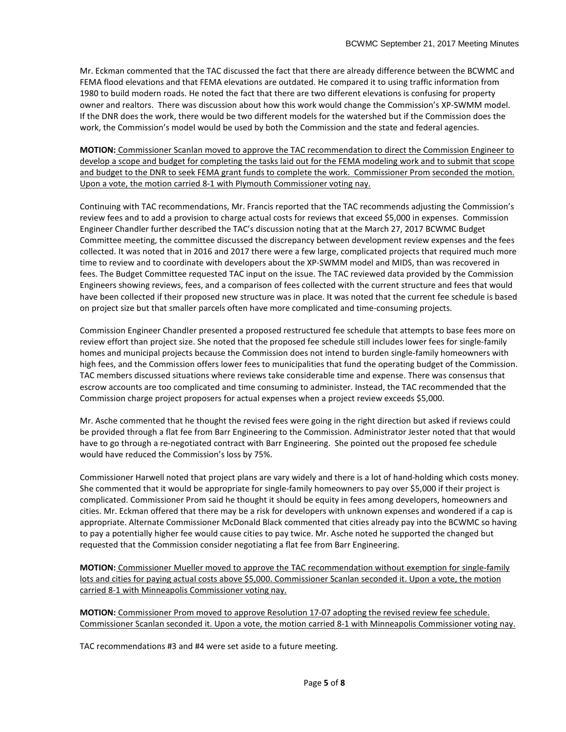Mr. Eckman commented that the TAC discussed the fact that there are already difference between the BCWMC and FEMA flood elevations and that FEMA elevations are outdated. He compared it to using traffic information from 1980 to build modern roads. He noted the fact that there are two different elevations is confusing for property owner and realtors. There was discussion about how this work would change the Commission's XP-SWMM model. If the DNR does the work, there would be two different models for the watershed but if the Commission does the work, the Commission's model would be used by both the Commission and the state and federal agencies.

**MOTION:** <u>Commissioner Scanlan moved to approve the TAC recommendation to direct the Commission Engineer to develop a scope and budget for completing the tasks laid out for the FEMA modeling work and to submit that scope and budget to the DNR to seek FEMA grant funds to complete the work. Commissioner Prom seconded the motion. Upon a vote, the motion carried 8-1 with Plymouth Commissioner voting nay.</u>

Continuing with TAC recommendations, Mr. Francis reported that the TAC recommends adjusting the Commission's review fees and to add a provision to charge actual costs for reviews that exceed $5,000 in expenses. Commission Engineer Chandler further described the TAC's discussion noting that at the March 27, 2017 BCWMC Budget Committee meeting, the committee discussed the discrepancy between development review expenses and the fees collected. It was noted that in 2016 and 2017 there were a few large, complicated projects that required much more time to review and to coordinate with developers about the XP-SWMM model and MIDS, than was recovered in fees. The Budget Committee requested TAC input on the issue. The TAC reviewed data provided by the Commission Engineers showing reviews, fees, and a comparison of fees collected with the current structure and fees that would have been collected if their proposed new structure was in place. It was noted that the current fee schedule is based on project size but that smaller parcels often have more complicated and time-consuming projects.

Commission Engineer Chandler presented a proposed restructured fee schedule that attempts to base fees more on review effort than project size. She noted that the proposed fee schedule still includes lower fees for single-family homes and municipal projects because the Commission does not intend to burden single-family homeowners with high fees, and the Commission offers lower fees to municipalities that fund the operating budget of the Commission. TAC members discussed situations where reviews take considerable time and expense. There was consensus that escrow accounts are too complicated and time consuming to administer. Instead, the TAC recommended that the Commission charge project proposers for actual expenses when a project review exceeds $5,000.

Mr. Asche commented that he thought the revised fees were going in the right direction but asked if reviews could be provided through a flat fee from Barr Engineering to the Commission. Administrator Jester noted that that would have to go through a re-negotiated contract with Barr Engineering. She pointed out the proposed fee schedule would have reduced the Commission's loss by 75%.

Commissioner Harwell noted that project plans are vary widely and there is a lot of hand-holding which costs money. She commented that it would be appropriate for single-family homeowners to pay over $5,000 if their project is complicated. Commissioner Prom said he thought it should be equity in fees among developers, homeowners and cities. Mr. Eckman offered that there may be a risk for developers with unknown expenses and wondered if a cap is appropriate. Alternate Commissioner McDonald Black commented that cities already pay into the BCWMC so having to pay a potentially higher fee would cause cities to pay twice. Mr. Asche noted he supported the changed but requested that the Commission consider negotiating a flat fee from Barr Engineering.

**MOTION:** <u>Commissioner Mueller moved to approve the TAC recommendation without exemption for single-family lots and cities for paying actual costs above $5,000. Commissioner Scanlan seconded it. Upon a vote, the motion carried 8-1 with Minneapolis Commissioner voting nay.</u>

**MOTION:** <u>Commissioner Prom moved to approve Resolution 17-07 adopting the revised review fee schedule. Commissioner Scanlan seconded it. Upon a vote, the motion carried 8-1 with Minneapolis Commissioner voting nay.</u>

TAC recommendations #3 and #4 were set aside to a future meeting.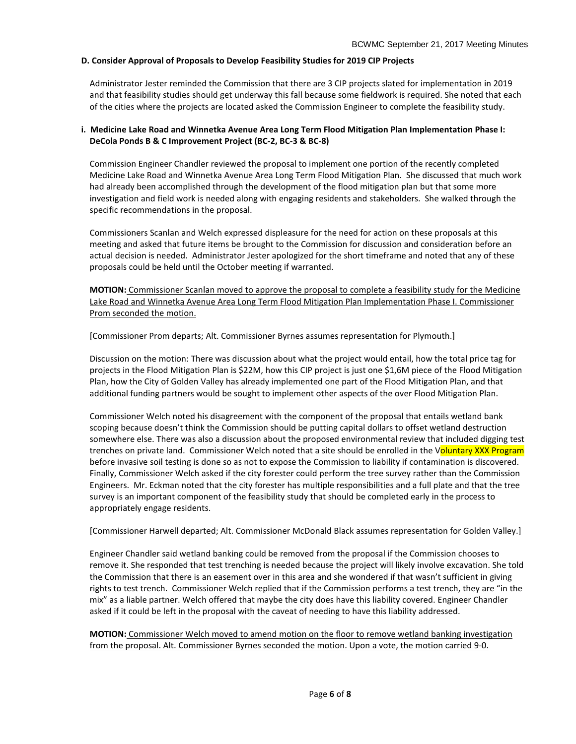### D. Consider Approval of Proposals to Develop Feasibility Studies for 2019 CIP Projects

Administrator Jester reminded the Commission that there are 3 CIP projects slated for implementation in 2019 and that feasibility studies should get underway this fall because some fieldwork is required. She noted that each of the cities where the projects are located asked the Commission Engineer to complete the feasibility study.

#### i. Medicine Lake Road and Winnetka Avenue Area Long Term Flood Mitigation Plan Implementation Phase I: DeCola Ponds B & C Improvement Project (BC-2, BC-3 & BC-8)

Commission Engineer Chandler reviewed the proposal to implement one portion of the recently completed Medicine Lake Road and Winnetka Avenue Area Long Term Flood Mitigation Plan. She discussed that much work had already been accomplished through the development of the flood mitigation plan but that some more investigation and field work is needed along with engaging residents and stakeholders. She walked through the specific recommendations in the proposal.

Commissioners Scanlan and Welch expressed displeasure for the need for action on these proposals at this meeting and asked that future items be brought to the Commission for discussion and consideration before an actual decision is needed. Administrator Jester apologized for the short timeframe and noted that any of these proposals could be held until the October meeting if warranted.

**MOTION:** Commissioner Scanlan moved to approve the proposal to complete a feasibility study for the Medicine Lake Road and Winnetka Avenue Area Long Term Flood Mitigation Plan Implementation Phase I. Commissioner Prom seconded the motion.

[Commissioner Prom departs; Alt. Commissioner Byrnes assumes representation for Plymouth.]

Discussion on the motion: There was discussion about what the project would entail, how the total price tag for projects in the Flood Mitigation Plan is $22M, how this CIP project is just one $1,6M piece of the Flood Mitigation Plan, how the City of Golden Valley has already implemented one part of the Flood Mitigation Plan, and that additional funding partners would be sought to implement other aspects of the over Flood Mitigation Plan.

Commissioner Welch noted his disagreement with the component of the proposal that entails wetland bank scoping because doesn't think the Commission should be putting capital dollars to offset wetland destruction somewhere else. There was also a discussion about the proposed environmental review that included digging test trenches on private land. Commissioner Welch noted that a site should be enrolled in the Voluntary XXX Program before invasive soil testing is done so as not to expose the Commission to liability if contamination is discovered. Finally, Commissioner Welch asked if the city forester could perform the tree survey rather than the Commission Engineers. Mr. Eckman noted that the city forester has multiple responsibilities and a full plate and that the tree survey is an important component of the feasibility study that should be completed early in the process to appropriately engage residents.

[Commissioner Harwell departed; Alt. Commissioner McDonald Black assumes representation for Golden Valley.]

Engineer Chandler said wetland banking could be removed from the proposal if the Commission chooses to remove it. She responded that test trenching is needed because the project will likely involve excavation. She told the Commission that there is an easement over in this area and she wondered if that wasn't sufficient in giving rights to test trench. Commissioner Welch replied that if the Commission performs a test trench, they are "in the mix" as a liable partner. Welch offered that maybe the city does have this liability covered. Engineer Chandler asked if it could be left in the proposal with the caveat of needing to have this liability addressed.

**MOTION:** Commissioner Welch moved to amend motion on the floor to remove wetland banking investigation from the proposal. Alt. Commissioner Byrnes seconded the motion. Upon a vote, the motion carried 9-0.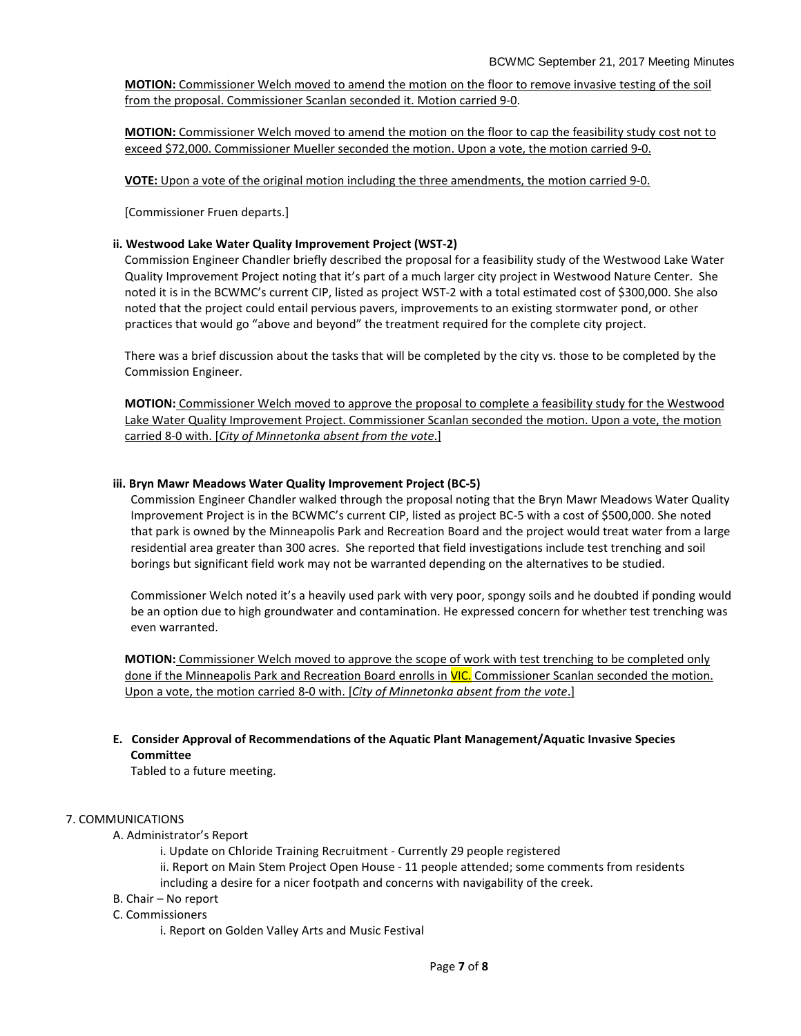**MOTION:** Commissioner Welch moved to amend the motion on the floor to remove invasive testing of the soil from the proposal. Commissioner Scanlan seconded it. Motion carried 9-0.

**MOTION:** Commissioner Welch moved to amend the motion on the floor to cap the feasibility study cost not to exceed $72,000. Commissioner Mueller seconded the motion. Upon a vote, the motion carried 9-0.

**VOTE:** Upon a vote of the original motion including the three amendments, the motion carried 9-0.

[Commissioner Fruen departs.]

**ii. Westwood Lake Water Quality Improvement Project (WST-2)**

Commission Engineer Chandler briefly described the proposal for a feasibility study of the Westwood Lake Water Quality Improvement Project noting that it's part of a much larger city project in Westwood Nature Center. She noted it is in the BCWMC's current CIP, listed as project WST-2 with a total estimated cost of $300,000. She also noted that the project could entail pervious pavers, improvements to an existing stormwater pond, or other practices that would go "above and beyond" the treatment required for the complete city project.

There was a brief discussion about the tasks that will be completed by the city vs. those to be completed by the Commission Engineer.

**MOTION:** Commissioner Welch moved to approve the proposal to complete a feasibility study for the Westwood Lake Water Quality Improvement Project. Commissioner Scanlan seconded the motion. Upon a vote, the motion carried 8-0 with. [*City of Minnetonka absent from the vote*.]

**iii. Bryn Mawr Meadows Water Quality Improvement Project (BC-5)**

Commission Engineer Chandler walked through the proposal noting that the Bryn Mawr Meadows Water Quality Improvement Project is in the BCWMC's current CIP, listed as project BC-5 with a cost of $500,000. She noted that park is owned by the Minneapolis Park and Recreation Board and the project would treat water from a large residential area greater than 300 acres. She reported that field investigations include test trenching and soil borings but significant field work may not be warranted depending on the alternatives to be studied.

Commissioner Welch noted it's a heavily used park with very poor, spongy soils and he doubted if ponding would be an option due to high groundwater and contamination. He expressed concern for whether test trenching was even warranted.

**MOTION:** Commissioner Welch moved to approve the scope of work with test trenching to be completed only done if the Minneapolis Park and Recreation Board enrolls in VIC. Commissioner Scanlan seconded the motion. Upon a vote, the motion carried 8-0 with. [*City of Minnetonka absent from the vote*.]

**E. Consider Approval of Recommendations of the Aquatic Plant Management/Aquatic Invasive Species Committee**

Tabled to a future meeting.

7. COMMUNICATIONS

A. Administrator's Report
   - i. Update on Chloride Training Recruitment - Currently 29 people registered
   - ii. Report on Main Stem Project Open House - 11 people attended; some comments from residents including a desire for a nicer footpath and concerns with navigability of the creek.

B. Chair – No report

C. Commissioners
   - i. Report on Golden Valley Arts and Music Festival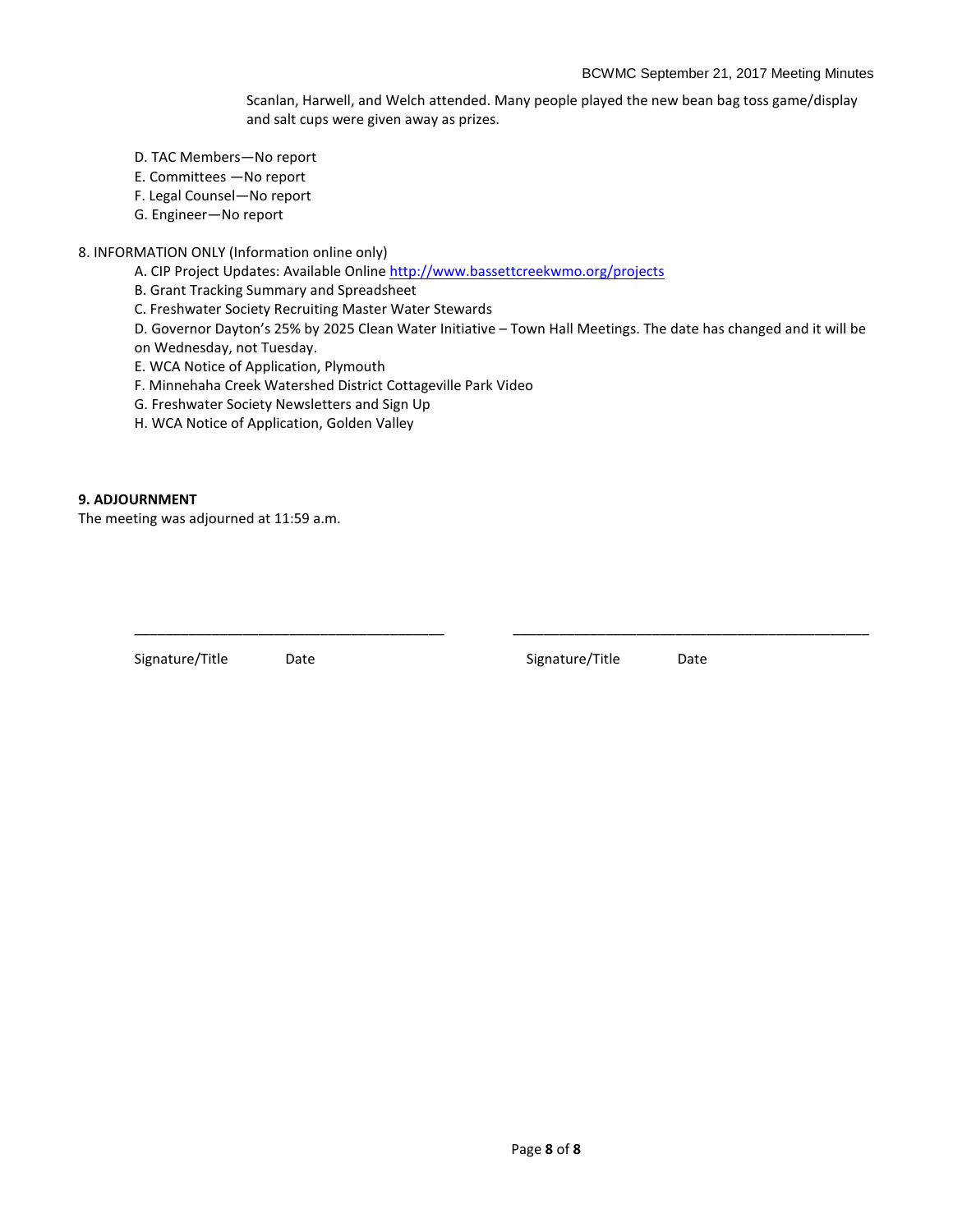Scanlan, Harwell, and Welch attended. Many people played the new bean bag toss game/display and salt cups were given away as prizes.

D. TAC Members—No report

E. Committees —No report

F. Legal Counsel—No report

G. Engineer—No report

8. INFORMATION ONLY (Information online only)

A. CIP Project Updates: Available Online http://www.bassettcreekwmo.org/projects

B. Grant Tracking Summary and Spreadsheet

C. Freshwater Society Recruiting Master Water Stewards

D. Governor Dayton's 25% by 2025 Clean Water Initiative – Town Hall Meetings. The date has changed and it will be on Wednesday, not Tuesday.

E. WCA Notice of Application, Plymouth

F. Minnehaha Creek Watershed District Cottageville Park Video

G. Freshwater Society Newsletters and Sign Up

H. WCA Notice of Application, Golden Valley

**9. ADJOURNMENT**

The meeting was adjourned at 11:59 a.m.

\_\_\_\_\_\_\_\_\_\_\_\_\_\_\_\_\_\_\_\_\_\_\_\_\_\_\_\_\_\_\_\_\_\_\_\_\_\_\_\_ \_\_\_\_\_\_\_\_\_\_\_\_\_\_\_\_\_\_\_\_\_\_\_\_\_\_\_\_\_\_\_\_\_\_\_\_\_\_\_\_

Signature/Title Date Signature/Title Date